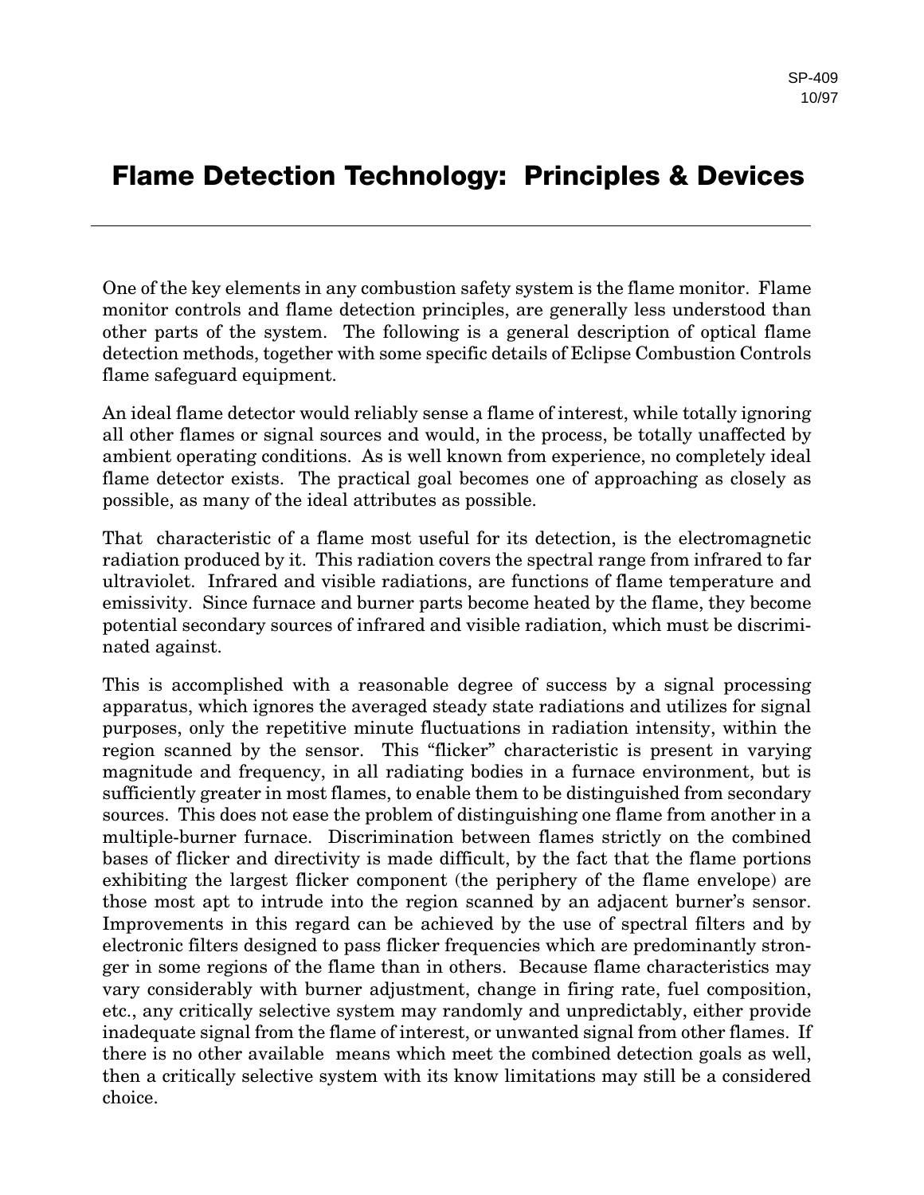SP-409
10/97

# Flame Detection Technology: Principles & Devices

One of the key elements in any combustion safety system is the flame monitor. Flame monitor controls and flame detection principles, are generally less understood than other parts of the system. The following is a general description of optical flame detection methods, together with some specific details of Eclipse Combustion Controls flame safeguard equipment.

An ideal flame detector would reliably sense a flame of interest, while totally ignoring all other flames or signal sources and would, in the process, be totally unaffected by ambient operating conditions. As is well known from experience, no completely ideal flame detector exists. The practical goal becomes one of approaching as closely as possible, as many of the ideal attributes as possible.

That characteristic of a flame most useful for its detection, is the electromagnetic radiation produced by it. This radiation covers the spectral range from infrared to far ultraviolet. Infrared and visible radiations, are functions of flame temperature and emissivity. Since furnace and burner parts become heated by the flame, they become potential secondary sources of infrared and visible radiation, which must be discriminated against.

This is accomplished with a reasonable degree of success by a signal processing apparatus, which ignores the averaged steady state radiations and utilizes for signal purposes, only the repetitive minute fluctuations in radiation intensity, within the region scanned by the sensor. This "flicker" characteristic is present in varying magnitude and frequency, in all radiating bodies in a furnace environment, but is sufficiently greater in most flames, to enable them to be distinguished from secondary sources. This does not ease the problem of distinguishing one flame from another in a multiple-burner furnace. Discrimination between flames strictly on the combined bases of flicker and directivity is made difficult, by the fact that the flame portions exhibiting the largest flicker component (the periphery of the flame envelope) are those most apt to intrude into the region scanned by an adjacent burner's sensor. Improvements in this regard can be achieved by the use of spectral filters and by electronic filters designed to pass flicker frequencies which are predominantly stronger in some regions of the flame than in others. Because flame characteristics may vary considerably with burner adjustment, change in firing rate, fuel composition, etc., any critically selective system may randomly and unpredictably, either provide inadequate signal from the flame of interest, or unwanted signal from other flames. If there is no other available means which meet the combined detection goals as well, then a critically selective system with its know limitations may still be a considered choice.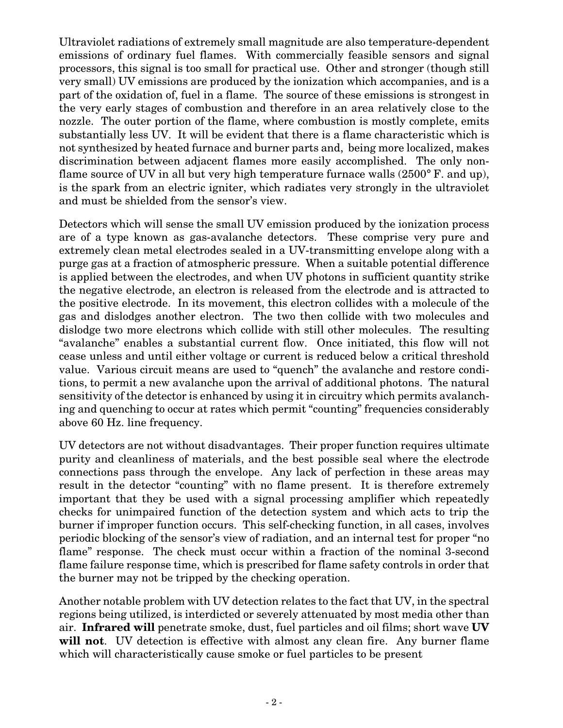Ultraviolet radiations of extremely small magnitude are also temperature-dependent emissions of ordinary fuel flames. With commercially feasible sensors and signal processors, this signal is too small for practical use. Other and stronger (though still very small) UV emissions are produced by the ionization which accompanies, and is a part of the oxidation of, fuel in a flame. The source of these emissions is strongest in the very early stages of combustion and therefore in an area relatively close to the nozzle. The outer portion of the flame, where combustion is mostly complete, emits substantially less UV. It will be evident that there is a flame characteristic which is not synthesized by heated furnace and burner parts and, being more localized, makes discrimination between adjacent flames more easily accomplished. The only non-flame source of UV in all but very high temperature furnace walls (2500° F. and up), is the spark from an electric igniter, which radiates very strongly in the ultraviolet and must be shielded from the sensor's view.

Detectors which will sense the small UV emission produced by the ionization process are of a type known as gas-avalanche detectors. These comprise very pure and extremely clean metal electrodes sealed in a UV-transmitting envelope along with a purge gas at a fraction of atmospheric pressure. When a suitable potential difference is applied between the electrodes, and when UV photons in sufficient quantity strike the negative electrode, an electron is released from the electrode and is attracted to the positive electrode. In its movement, this electron collides with a molecule of the gas and dislodges another electron. The two then collide with two molecules and dislodge two more electrons which collide with still other molecules. The resulting "avalanche" enables a substantial current flow. Once initiated, this flow will not cease unless and until either voltage or current is reduced below a critical threshold value. Various circuit means are used to "quench" the avalanche and restore conditions, to permit a new avalanche upon the arrival of additional photons. The natural sensitivity of the detector is enhanced by using it in circuitry which permits avalanching and quenching to occur at rates which permit "counting" frequencies considerably above 60 Hz. line frequency.

UV detectors are not without disadvantages. Their proper function requires ultimate purity and cleanliness of materials, and the best possible seal where the electrode connections pass through the envelope. Any lack of perfection in these areas may result in the detector "counting" with no flame present. It is therefore extremely important that they be used with a signal processing amplifier which repeatedly checks for unimpaired function of the detection system and which acts to trip the burner if improper function occurs. This self-checking function, in all cases, involves periodic blocking of the sensor's view of radiation, and an internal test for proper "no flame" response. The check must occur within a fraction of the nominal 3-second flame failure response time, which is prescribed for flame safety controls in order that the burner may not be tripped by the checking operation.

Another notable problem with UV detection relates to the fact that UV, in the spectral regions being utilized, is interdicted or severely attenuated by most media other than air. **Infrared will** penetrate smoke, dust, fuel particles and oil films; short wave **UV will not**. UV detection is effective with almost any clean fire. Any burner flame which will characteristically cause smoke or fuel particles to be present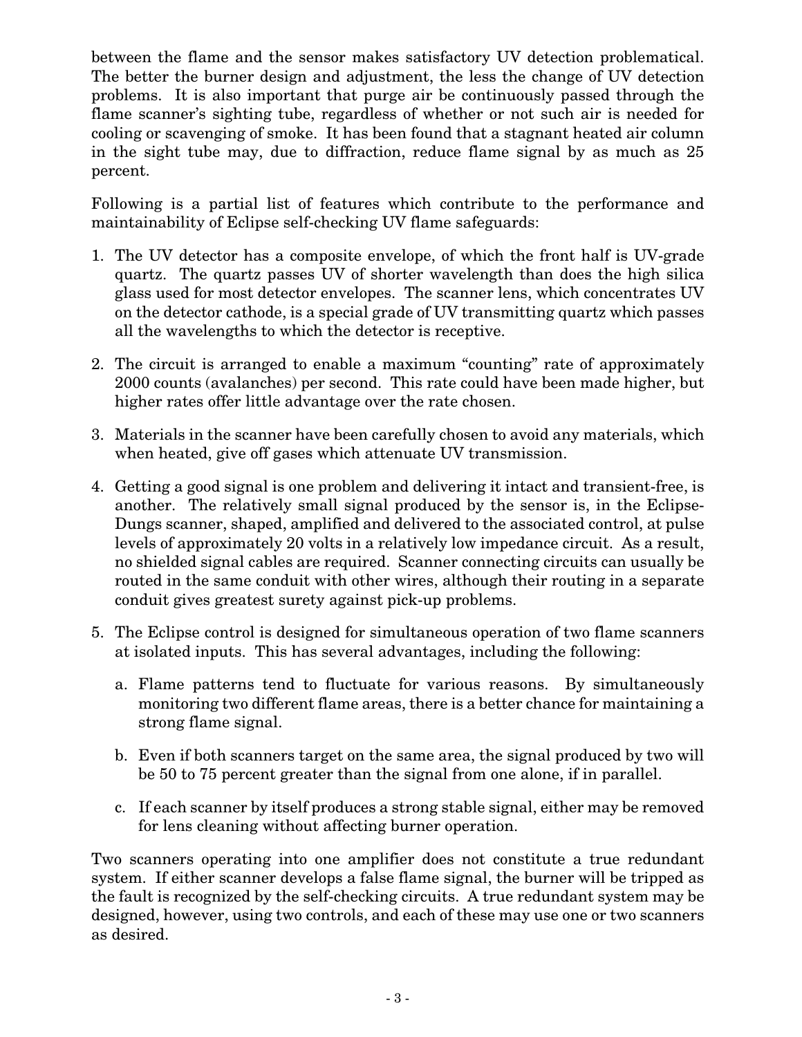between the flame and the sensor makes satisfactory UV detection problematical. The better the burner design and adjustment, the less the change of UV detection problems. It is also important that purge air be continuously passed through the flame scanner's sighting tube, regardless of whether or not such air is needed for cooling or scavenging of smoke. It has been found that a stagnant heated air column in the sight tube may, due to diffraction, reduce flame signal by as much as 25 percent.

Following is a partial list of features which contribute to the performance and maintainability of Eclipse self-checking UV flame safeguards:

1. The UV detector has a composite envelope, of which the front half is UV-grade quartz. The quartz passes UV of shorter wavelength than does the high silica glass used for most detector envelopes. The scanner lens, which concentrates UV on the detector cathode, is a special grade of UV transmitting quartz which passes all the wavelengths to which the detector is receptive.

2. The circuit is arranged to enable a maximum "counting" rate of approximately 2000 counts (avalanches) per second. This rate could have been made higher, but higher rates offer little advantage over the rate chosen.

3. Materials in the scanner have been carefully chosen to avoid any materials, which when heated, give off gases which attenuate UV transmission.

4. Getting a good signal is one problem and delivering it intact and transient-free, is another. The relatively small signal produced by the sensor is, in the Eclipse-Dungs scanner, shaped, amplified and delivered to the associated control, at pulse levels of approximately 20 volts in a relatively low impedance circuit. As a result, no shielded signal cables are required. Scanner connecting circuits can usually be routed in the same conduit with other wires, although their routing in a separate conduit gives greatest surety against pick-up problems.

5. The Eclipse control is designed for simultaneous operation of two flame scanners at isolated inputs. This has several advantages, including the following:

   a. Flame patterns tend to fluctuate for various reasons. By simultaneously monitoring two different flame areas, there is a better chance for maintaining a strong flame signal.

   b. Even if both scanners target on the same area, the signal produced by two will be 50 to 75 percent greater than the signal from one alone, if in parallel.

   c. If each scanner by itself produces a strong stable signal, either may be removed for lens cleaning without affecting burner operation.

Two scanners operating into one amplifier does not constitute a true redundant system. If either scanner develops a false flame signal, the burner will be tripped as the fault is recognized by the self-checking circuits. A true redundant system may be designed, however, using two controls, and each of these may use one or two scanners as desired.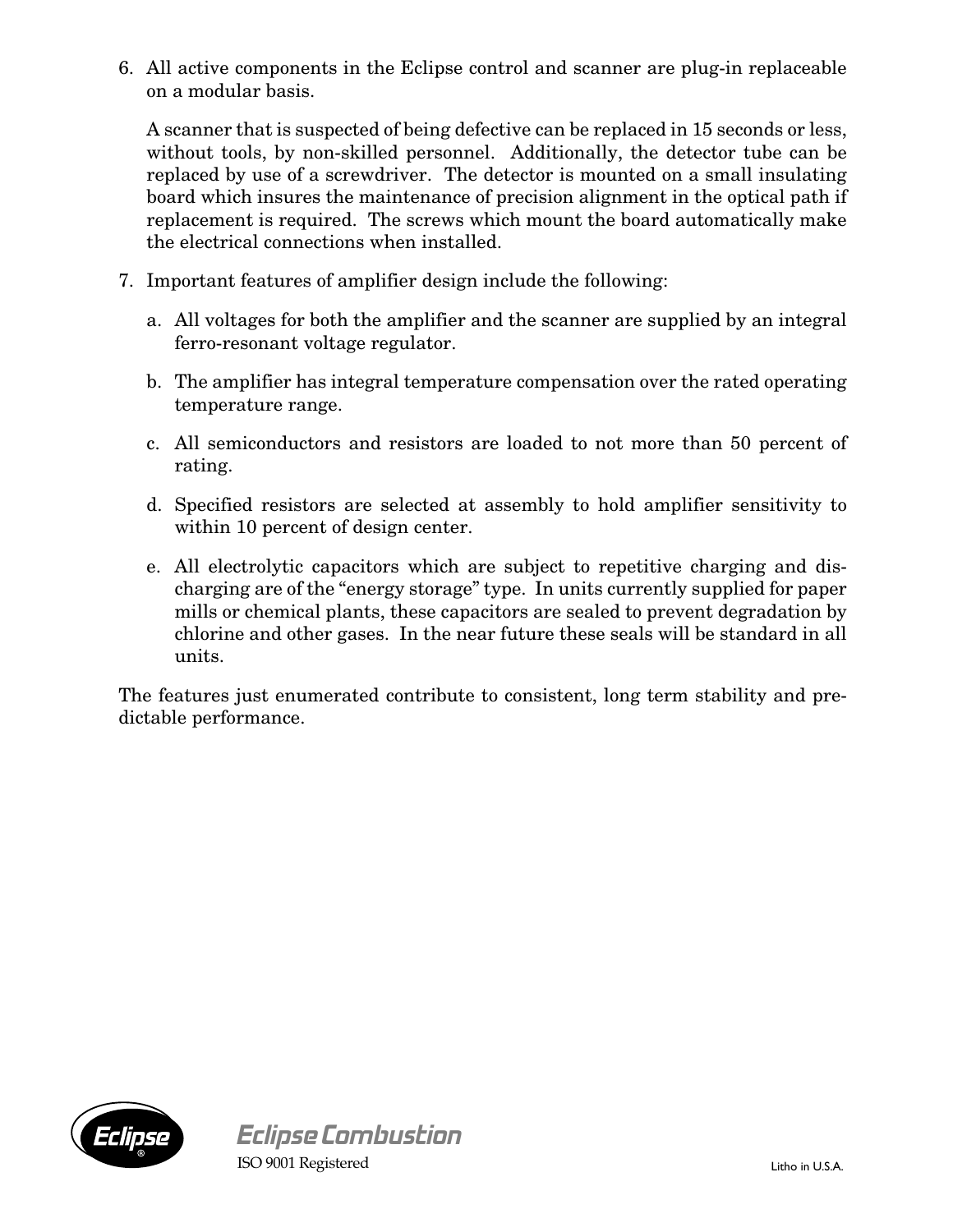6. All active components in the Eclipse control and scanner are plug-in replaceable on a modular basis.

   A scanner that is suspected of being defective can be replaced in 15 seconds or less, without tools, by non-skilled personnel. Additionally, the detector tube can be replaced by use of a screwdriver. The detector is mounted on a small insulating board which insures the maintenance of precision alignment in the optical path if replacement is required. The screws which mount the board automatically make the electrical connections when installed.

7. Important features of amplifier design include the following:

   a. All voltages for both the amplifier and the scanner are supplied by an integral ferro-resonant voltage regulator.

   b. The amplifier has integral temperature compensation over the rated operating temperature range.

   c. All semiconductors and resistors are loaded to not more than 50 percent of rating.

   d. Specified resistors are selected at assembly to hold amplifier sensitivity to within 10 percent of design center.

   e. All electrolytic capacitors which are subject to repetitive charging and discharging are of the "energy storage" type. In units currently supplied for paper mills or chemical plants, these capacitors are sealed to prevent degradation by chlorine and other gases. In the near future these seals will be standard in all units.

The features just enumerated contribute to consistent, long term stability and predictable performance.

Eclipse Combustion

ISO 9001 Registered

Litho in U.S.A.